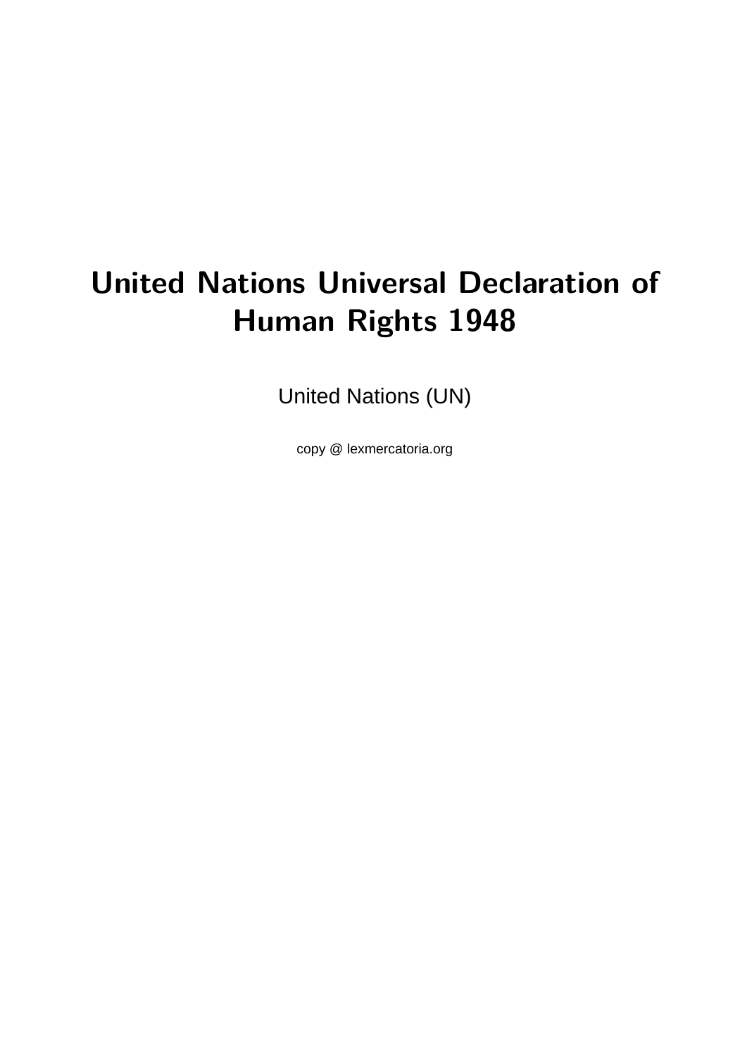# United Nations Universal Declaration of Human Rights 1948

United Nations (UN)

copy @ lexmercatoria.org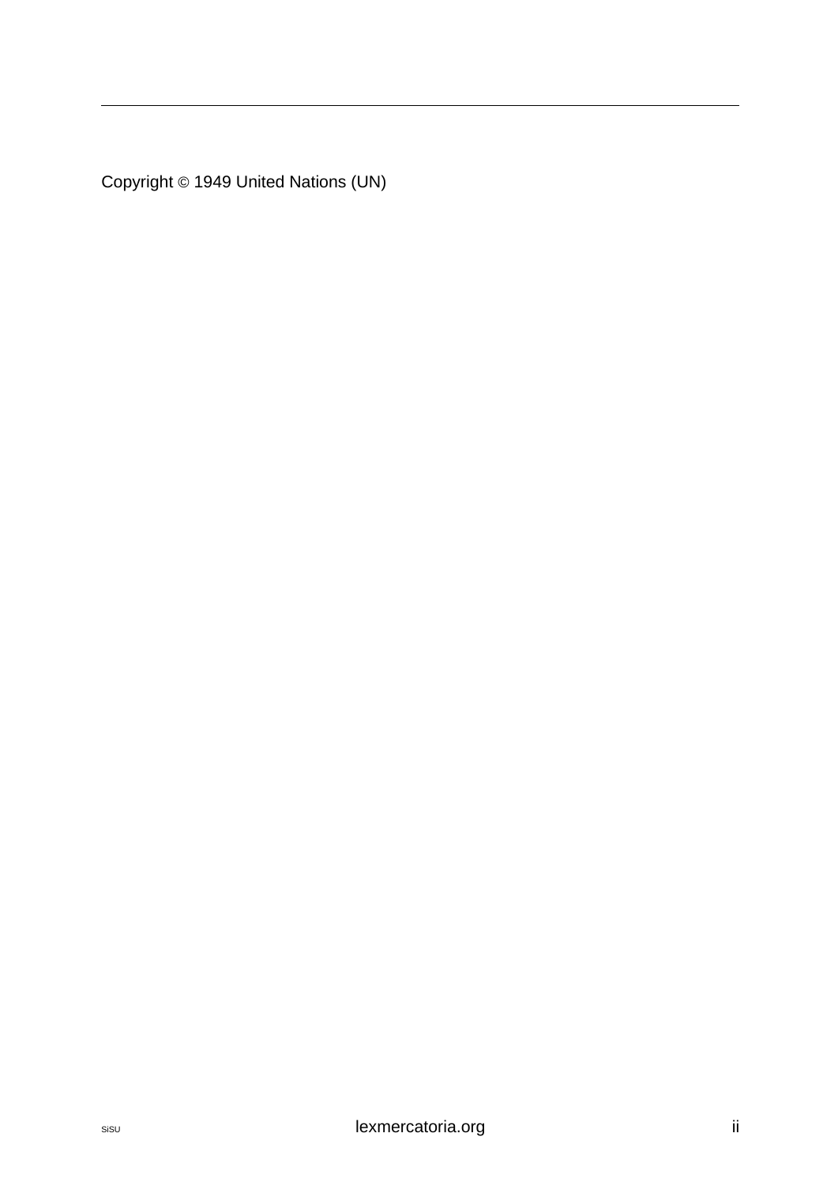Copyright © 1949 United Nations (UN)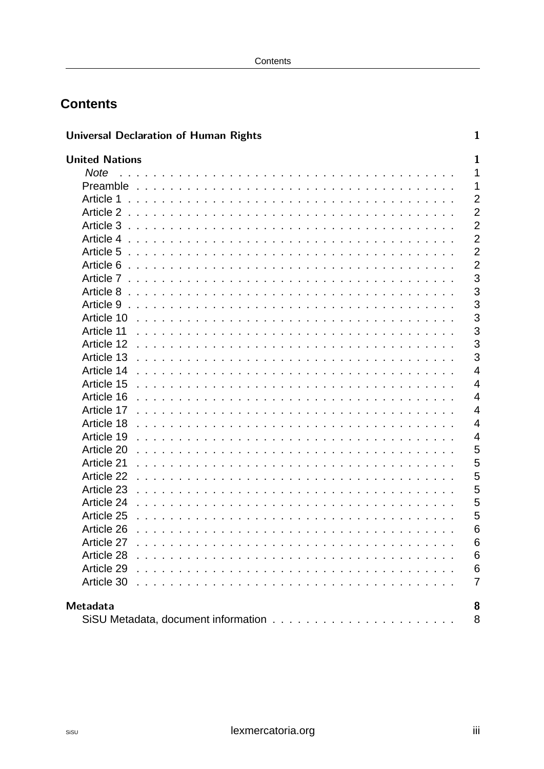# Contents

| | |
|---|---|
| **Universal Declaration of Human Rights** | **1** |
| **United Nations** | **1** |
| *Note* | 1 |
| Preamble | 1 |
| Article 1 | 2 |
| Article 2 | 2 |
| Article 3 | 2 |
| Article 4 | 2 |
| Article 5 | 2 |
| Article 6 | 2 |
| Article 7 | 3 |
| Article 8 | 3 |
| Article 9 | 3 |
| Article 10 | 3 |
| Article 11 | 3 |
| Article 12 | 3 |
| Article 13 | 3 |
| Article 14 | 4 |
| Article 15 | 4 |
| Article 16 | 4 |
| Article 17 | 4 |
| Article 18 | 4 |
| Article 19 | 4 |
| Article 20 | 5 |
| Article 21 | 5 |
| Article 22 | 5 |
| Article 23 | 5 |
| Article 24 | 5 |
| Article 25 | 5 |
| Article 26 | 6 |
| Article 27 | 6 |
| Article 28 | 6 |
| Article 29 | 6 |
| Article 30 | 7 |
| **Metadata** | **8** |
| SiSU Metadata, document information | 8 |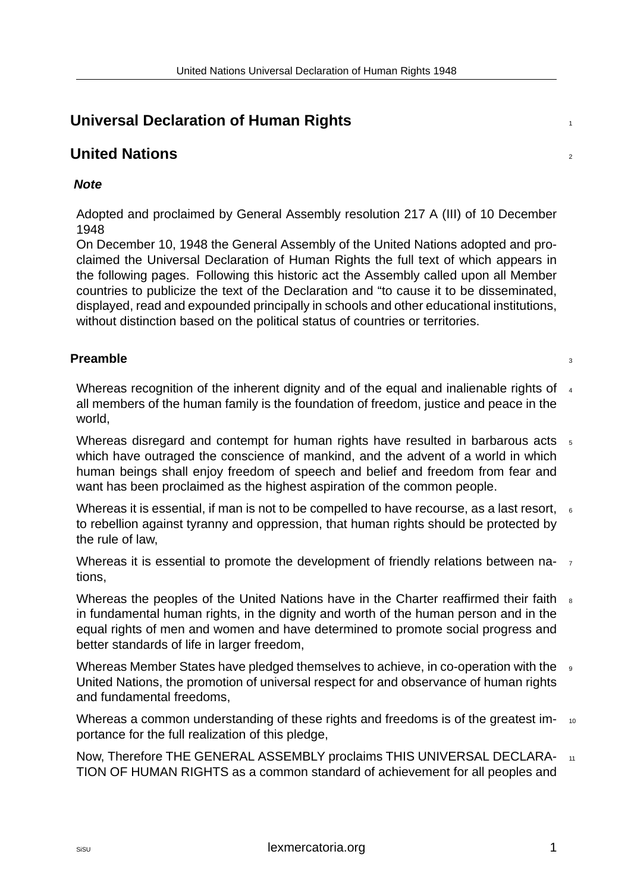# Universal Declaration of Human Rights

## United Nations

***Note***

Adopted and proclaimed by General Assembly resolution 217 A (III) of 10 December 1948

On December 10, 1948 the General Assembly of the United Nations adopted and proclaimed the Universal Declaration of Human Rights the full text of which appears in the following pages. Following this historic act the Assembly called upon all Member countries to publicize the text of the Declaration and "to cause it to be disseminated, displayed, read and expounded principally in schools and other educational institutions, without distinction based on the political status of countries or territories.

### Preamble

Whereas recognition of the inherent dignity and of the equal and inalienable rights of all members of the human family is the foundation of freedom, justice and peace in the world,

Whereas disregard and contempt for human rights have resulted in barbarous acts which have outraged the conscience of mankind, and the advent of a world in which human beings shall enjoy freedom of speech and belief and freedom from fear and want has been proclaimed as the highest aspiration of the common people.

Whereas it is essential, if man is not to be compelled to have recourse, as a last resort, to rebellion against tyranny and oppression, that human rights should be protected by the rule of law,

Whereas it is essential to promote the development of friendly relations between nations,

Whereas the peoples of the United Nations have in the Charter reaffirmed their faith in fundamental human rights, in the dignity and worth of the human person and in the equal rights of men and women and have determined to promote social progress and better standards of life in larger freedom,

Whereas Member States have pledged themselves to achieve, in co-operation with the United Nations, the promotion of universal respect for and observance of human rights and fundamental freedoms,

Whereas a common understanding of these rights and freedoms is of the greatest importance for the full realization of this pledge,

Now, Therefore THE GENERAL ASSEMBLY proclaims THIS UNIVERSAL DECLARATION OF HUMAN RIGHTS as a common standard of achievement for all peoples and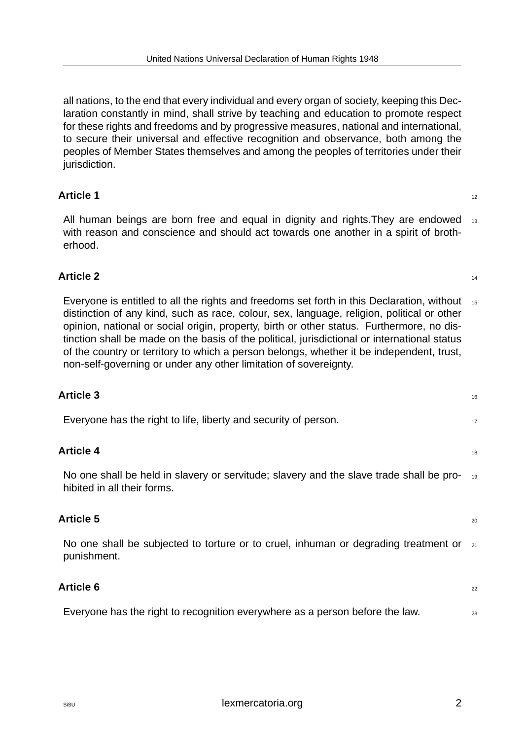all nations, to the end that every individual and every organ of society, keeping this Declaration constantly in mind, shall strive by teaching and education to promote respect for these rights and freedoms and by progressive measures, national and international, to secure their universal and effective recognition and observance, both among the peoples of Member States themselves and among the peoples of territories under their jurisdiction.

## Article 1

All human beings are born free and equal in dignity and rights.They are endowed with reason and conscience and should act towards one another in a spirit of brotherhood.

## Article 2

Everyone is entitled to all the rights and freedoms set forth in this Declaration, without distinction of any kind, such as race, colour, sex, language, religion, political or other opinion, national or social origin, property, birth or other status. Furthermore, no distinction shall be made on the basis of the political, jurisdictional or international status of the country or territory to which a person belongs, whether it be independent, trust, non-self-governing or under any other limitation of sovereignty.

## Article 3

Everyone has the right to life, liberty and security of person.

## Article 4

No one shall be held in slavery or servitude; slavery and the slave trade shall be prohibited in all their forms.

## Article 5

No one shall be subjected to torture or to cruel, inhuman or degrading treatment or punishment.

## Article 6

Everyone has the right to recognition everywhere as a person before the law.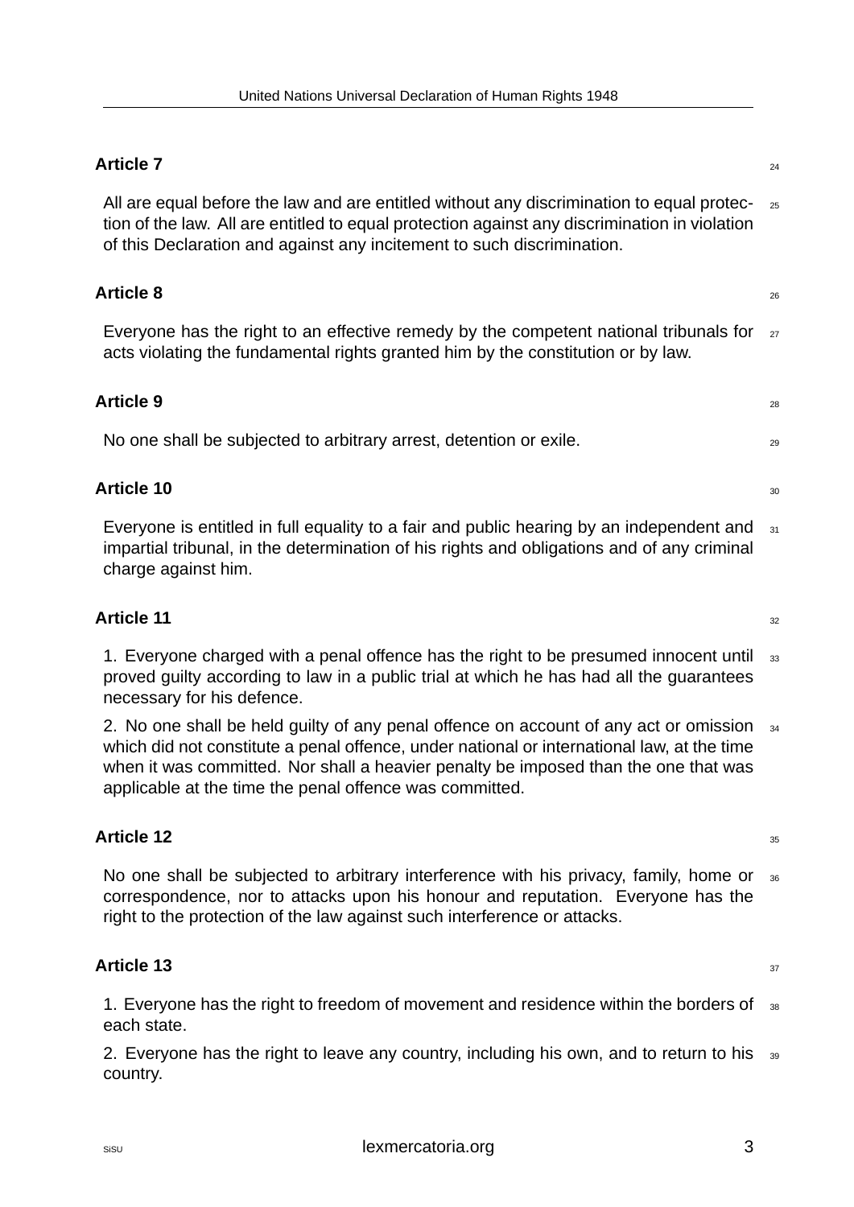## Article 7

All are equal before the law and are entitled without any discrimination to equal protection of the law. All are entitled to equal protection against any discrimination in violation of this Declaration and against any incitement to such discrimination.

## Article 8

Everyone has the right to an effective remedy by the competent national tribunals for acts violating the fundamental rights granted him by the constitution or by law.

## Article 9

No one shall be subjected to arbitrary arrest, detention or exile.

## Article 10

Everyone is entitled in full equality to a fair and public hearing by an independent and impartial tribunal, in the determination of his rights and obligations and of any criminal charge against him.

## Article 11

1. Everyone charged with a penal offence has the right to be presumed innocent until proved guilty according to law in a public trial at which he has had all the guarantees necessary for his defence.

2. No one shall be held guilty of any penal offence on account of any act or omission which did not constitute a penal offence, under national or international law, at the time when it was committed. Nor shall a heavier penalty be imposed than the one that was applicable at the time the penal offence was committed.

## Article 12

No one shall be subjected to arbitrary interference with his privacy, family, home or correspondence, nor to attacks upon his honour and reputation. Everyone has the right to the protection of the law against such interference or attacks.

## Article 13

1. Everyone has the right to freedom of movement and residence within the borders of each state.

2. Everyone has the right to leave any country, including his own, and to return to his country.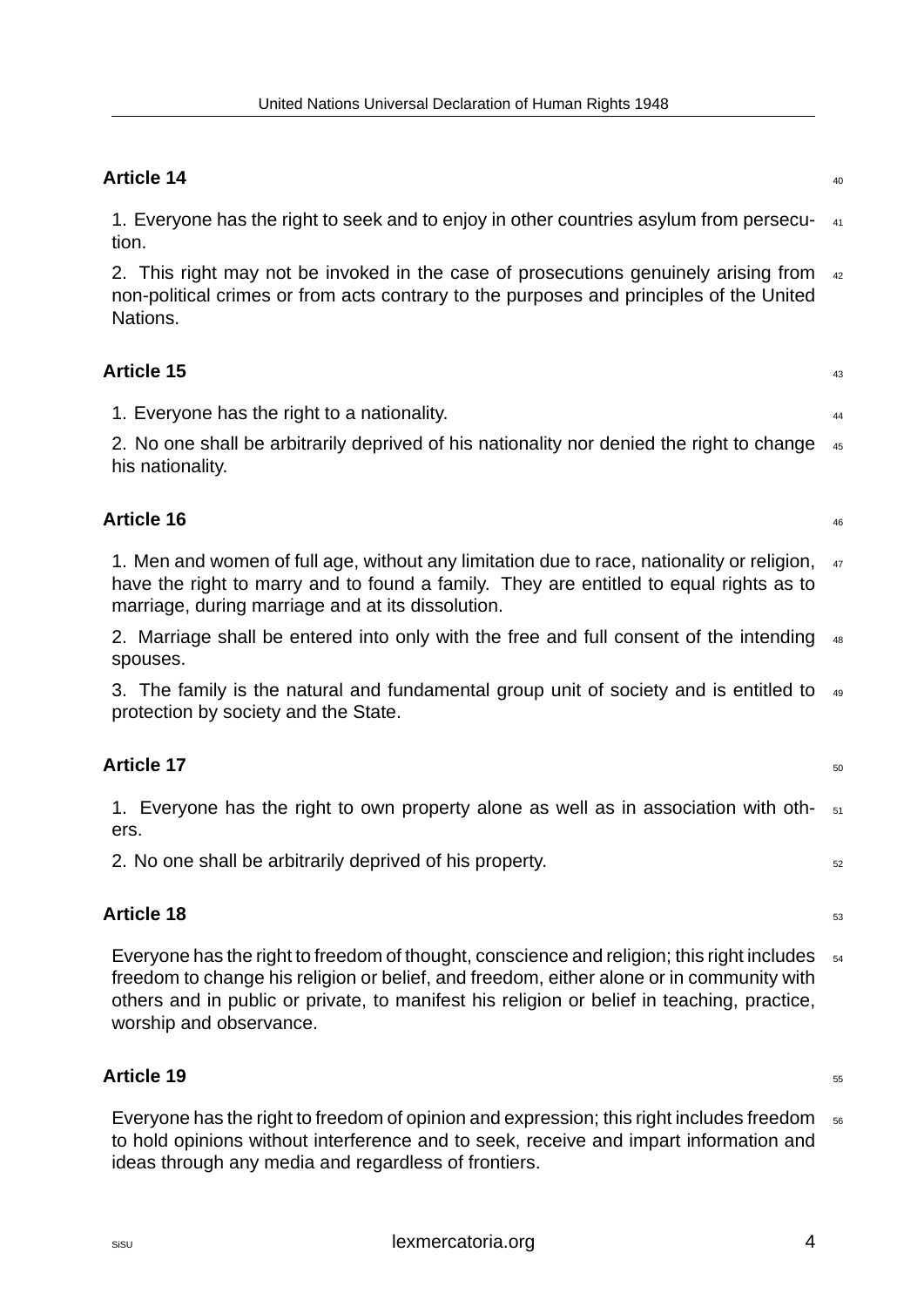## Article 14

1. Everyone has the right to seek and to enjoy in other countries asylum from persecution.

2. This right may not be invoked in the case of prosecutions genuinely arising from non-political crimes or from acts contrary to the purposes and principles of the United Nations.

## Article 15

1. Everyone has the right to a nationality.

2. No one shall be arbitrarily deprived of his nationality nor denied the right to change his nationality.

## Article 16

1. Men and women of full age, without any limitation due to race, nationality or religion, have the right to marry and to found a family. They are entitled to equal rights as to marriage, during marriage and at its dissolution.

2. Marriage shall be entered into only with the free and full consent of the intending spouses.

3. The family is the natural and fundamental group unit of society and is entitled to protection by society and the State.

## Article 17

1. Everyone has the right to own property alone as well as in association with others.

2. No one shall be arbitrarily deprived of his property.

## Article 18

Everyone has the right to freedom of thought, conscience and religion; this right includes freedom to change his religion or belief, and freedom, either alone or in community with others and in public or private, to manifest his religion or belief in teaching, practice, worship and observance.

## Article 19

Everyone has the right to freedom of opinion and expression; this right includes freedom to hold opinions without interference and to seek, receive and impart information and ideas through any media and regardless of frontiers.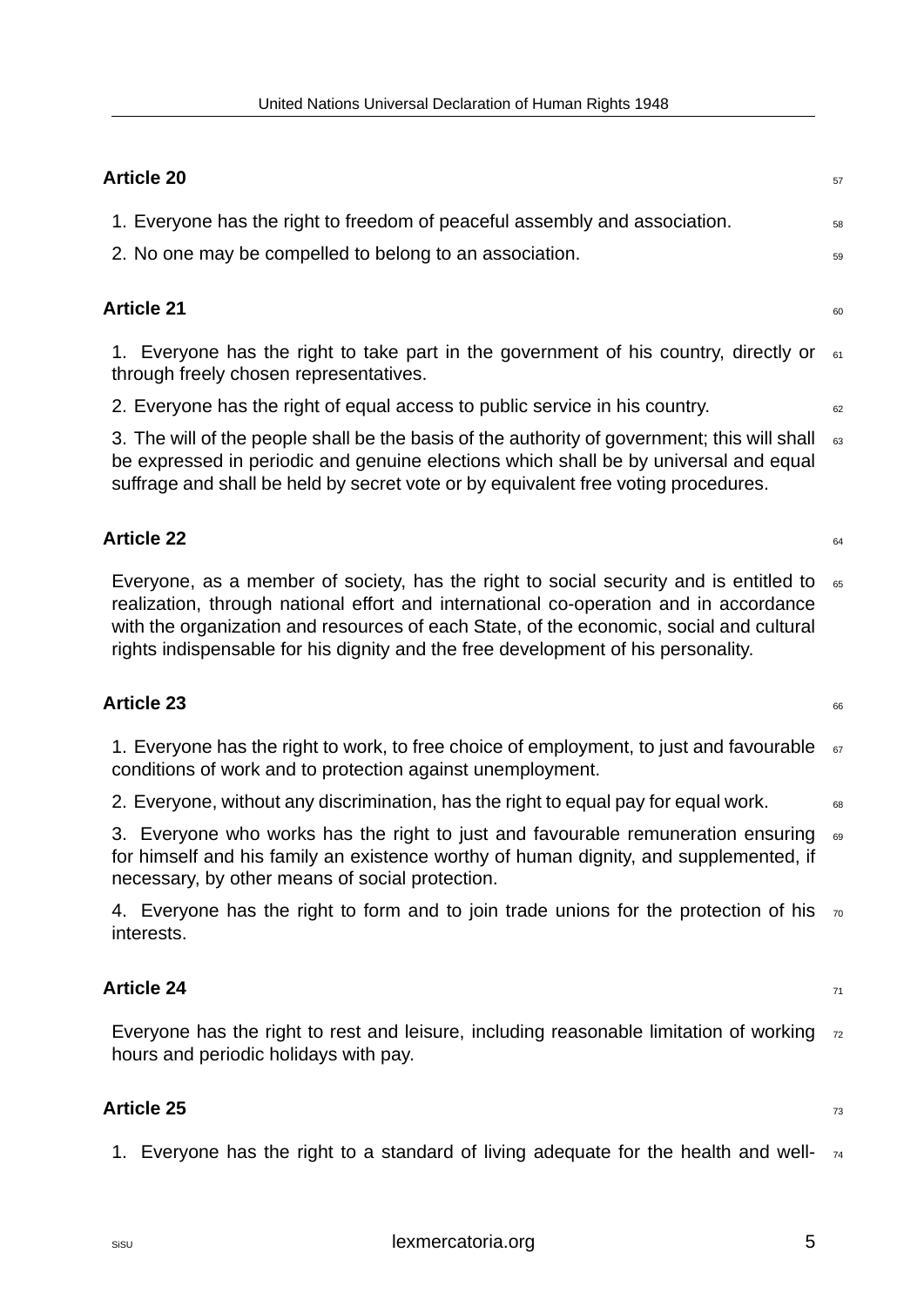**Article 20**

1. Everyone has the right to freedom of peaceful assembly and association.

2. No one may be compelled to belong to an association.

**Article 21**

1. Everyone has the right to take part in the government of his country, directly or through freely chosen representatives.

2. Everyone has the right of equal access to public service in his country.

3. The will of the people shall be the basis of the authority of government; this will shall be expressed in periodic and genuine elections which shall be by universal and equal suffrage and shall be held by secret vote or by equivalent free voting procedures.

**Article 22**

Everyone, as a member of society, has the right to social security and is entitled to realization, through national effort and international co-operation and in accordance with the organization and resources of each State, of the economic, social and cultural rights indispensable for his dignity and the free development of his personality.

**Article 23**

1. Everyone has the right to work, to free choice of employment, to just and favourable conditions of work and to protection against unemployment.

2. Everyone, without any discrimination, has the right to equal pay for equal work.

3. Everyone who works has the right to just and favourable remuneration ensuring for himself and his family an existence worthy of human dignity, and supplemented, if necessary, by other means of social protection.

4. Everyone has the right to form and to join trade unions for the protection of his interests.

**Article 24**

Everyone has the right to rest and leisure, including reasonable limitation of working hours and periodic holidays with pay.

**Article 25**

1. Everyone has the right to a standard of living adequate for the health and well-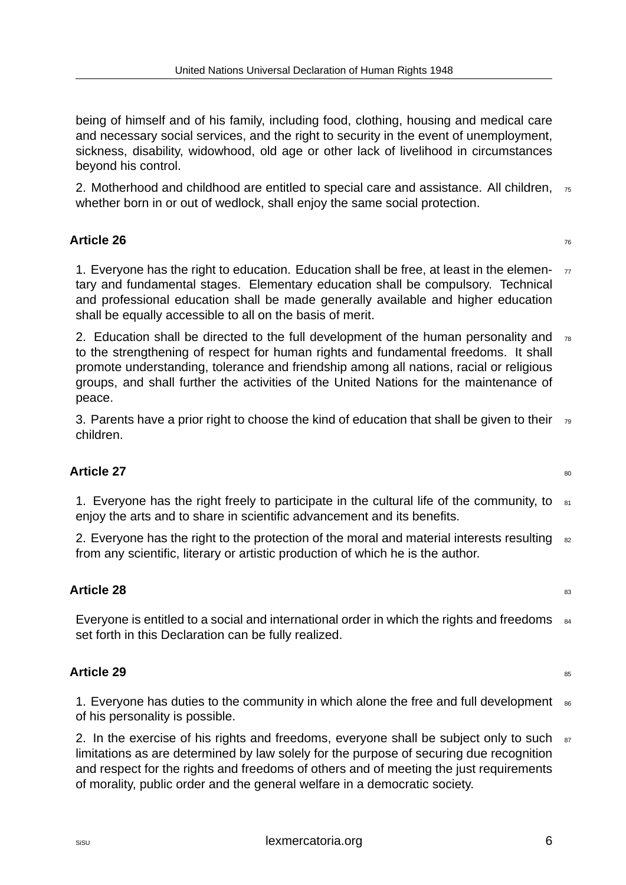being of himself and of his family, including food, clothing, housing and medical care and necessary social services, and the right to security in the event of unemployment, sickness, disability, widowhood, old age or other lack of livelihood in circumstances beyond his control.

2. Motherhood and childhood are entitled to special care and assistance. All children, whether born in or out of wedlock, shall enjoy the same social protection.

## Article 26

1. Everyone has the right to education. Education shall be free, at least in the elementary and fundamental stages. Elementary education shall be compulsory. Technical and professional education shall be made generally available and higher education shall be equally accessible to all on the basis of merit.

2. Education shall be directed to the full development of the human personality and to the strengthening of respect for human rights and fundamental freedoms. It shall promote understanding, tolerance and friendship among all nations, racial or religious groups, and shall further the activities of the United Nations for the maintenance of peace.

3. Parents have a prior right to choose the kind of education that shall be given to their children.

## Article 27

1. Everyone has the right freely to participate in the cultural life of the community, to enjoy the arts and to share in scientific advancement and its benefits.

2. Everyone has the right to the protection of the moral and material interests resulting from any scientific, literary or artistic production of which he is the author.

## Article 28

Everyone is entitled to a social and international order in which the rights and freedoms set forth in this Declaration can be fully realized.

## Article 29

1. Everyone has duties to the community in which alone the free and full development of his personality is possible.

2. In the exercise of his rights and freedoms, everyone shall be subject only to such limitations as are determined by law solely for the purpose of securing due recognition and respect for the rights and freedoms of others and of meeting the just requirements of morality, public order and the general welfare in a democratic society.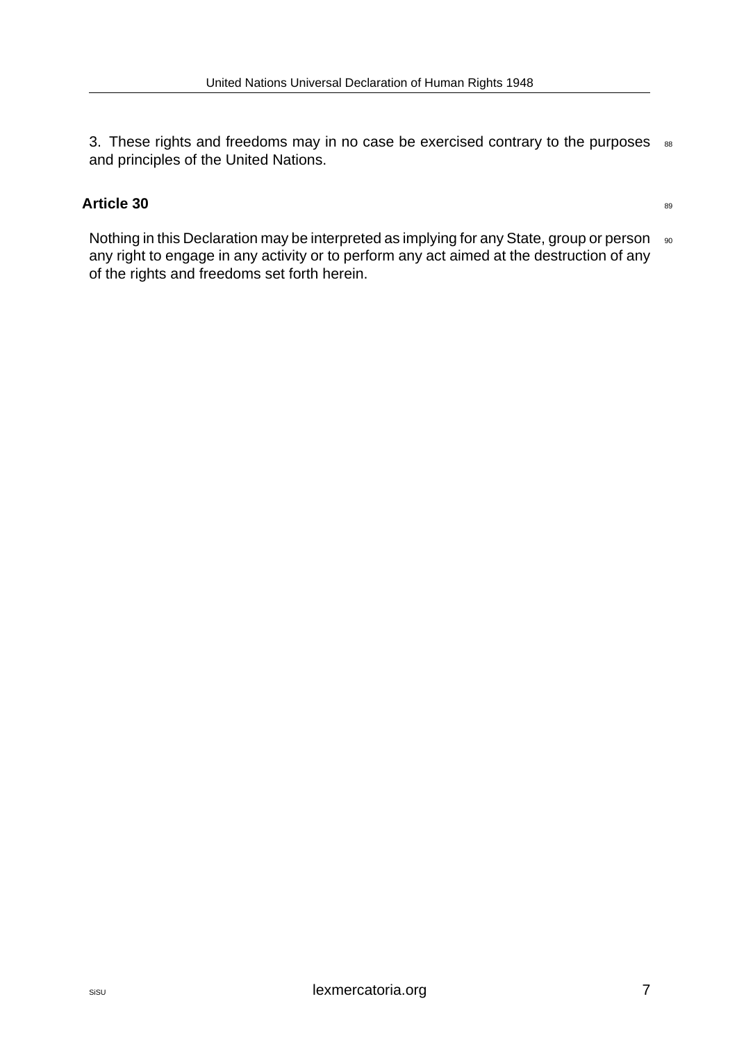3. These rights and freedoms may in no case be exercised contrary to the purposes and principles of the United Nations.

## Article 30

Nothing in this Declaration may be interpreted as implying for any State, group or person any right to engage in any activity or to perform any act aimed at the destruction of any of the rights and freedoms set forth herein.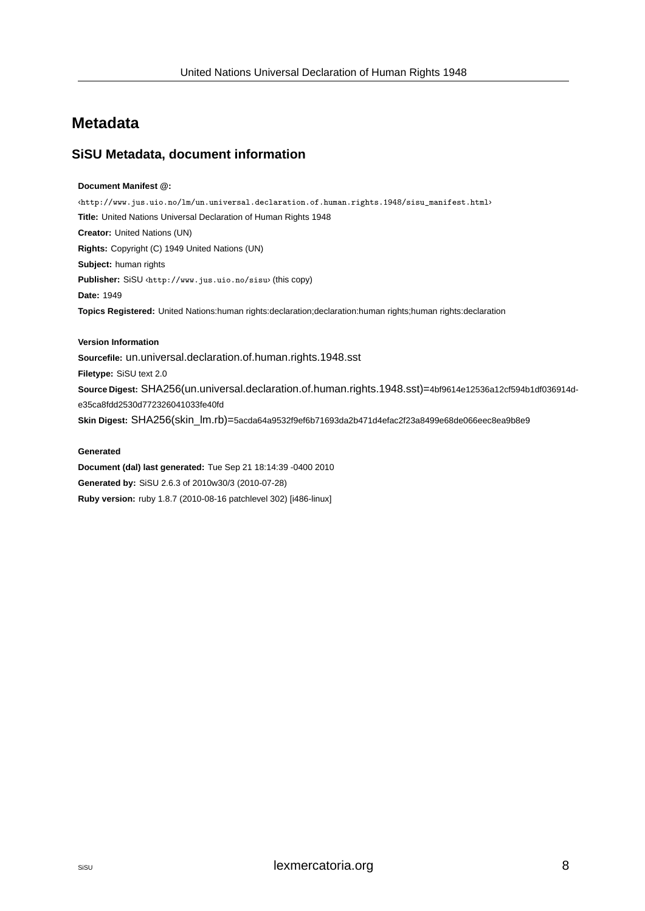# Metadata

## SiSU Metadata, document information

**Document Manifest @:**

‹http://www.jus.uio.no/lm/un.universal.declaration.of.human.rights.1948/sisu_manifest.html›

**Title:** United Nations Universal Declaration of Human Rights 1948

**Creator:** United Nations (UN)

**Rights:** Copyright (C) 1949 United Nations (UN)

**Subject:** human rights

**Publisher:** SiSU ‹http://www.jus.uio.no/sisu› (this copy)

**Date:** 1949

**Topics Registered:** United Nations:human rights:declaration;declaration:human rights;human rights:declaration

**Version Information**

**Sourcefile:** un.universal.declaration.of.human.rights.1948.sst

**Filetype:** SiSU text 2.0

**Source Digest:** SHA256(un.universal.declaration.of.human.rights.1948.sst)=4bf9614e12536a12cf594b1df036914d-e35ca8fdd2530d772326041033fe40fd

**Skin Digest:** SHA256(skin_lm.rb)=5acda64a9532f9ef6b71693da2b471d4efac2f23a8499e68de066eec8ea9b8e9

**Generated**

**Document (dal) last generated:** Tue Sep 21 18:14:39 -0400 2010

**Generated by:** SiSU 2.6.3 of 2010w30/3 (2010-07-28)

**Ruby version:** ruby 1.8.7 (2010-08-16 patchlevel 302) [i486-linux]